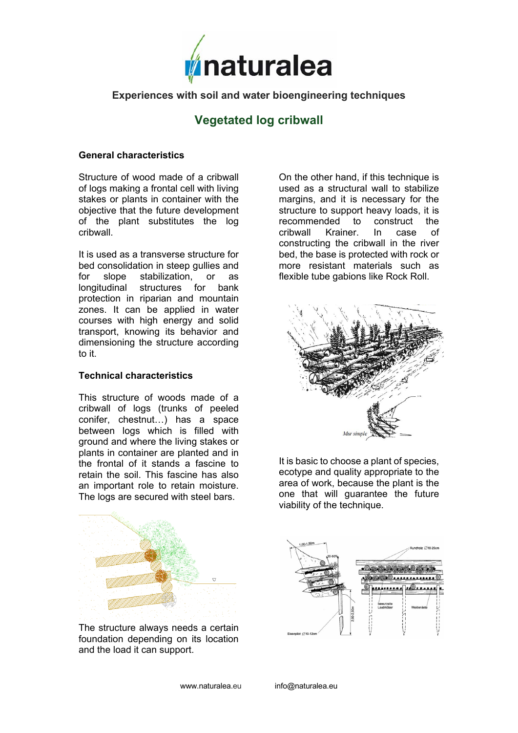# naturalea

**Experiences with soil and water bioengineering techniques**

## Vegetated log cribwall

### General characteristics

Structure of wood made of a cribwall of logs making a frontal cell with living stakes or plants in container with the objective that the future development of the plant substitutes the log cribwall.

It is used as a transverse structure for bed consolidation in steep gullies and for slope stabilization, or as longitudinal structures for bank protection in riparian and mountain zones. It can be applied in water courses with high energy and solid transport, knowing its behavior and dimensioning the structure according to it.

### Technical characteristics

This structure of woods made of a cribwall of logs (trunks of peeled conifer, chestnut…) has a space between logs which is filled with ground and where the living stakes or plants in container are planted and in the frontal of it stands a fascine to retain the soil. This fascine has also an important role to retain moisture. The logs are secured with steel bars.

The structure always needs a certain foundation depending on its location and the load it can support.

On the other hand, if this technique is used as a structural wall to stabilize margins, and it is necessary for the structure to support heavy loads, it is recommended to construct the cribwall Krainer. In case of constructing the cribwall in the river bed, the base is protected with rock or more resistant materials such as flexible tube gabions like Rock Roll.

It is basic to choose a plant of species, ecotype and quality appropriate to the area of work, because the plant is the one that will guarantee the future viability of the technique.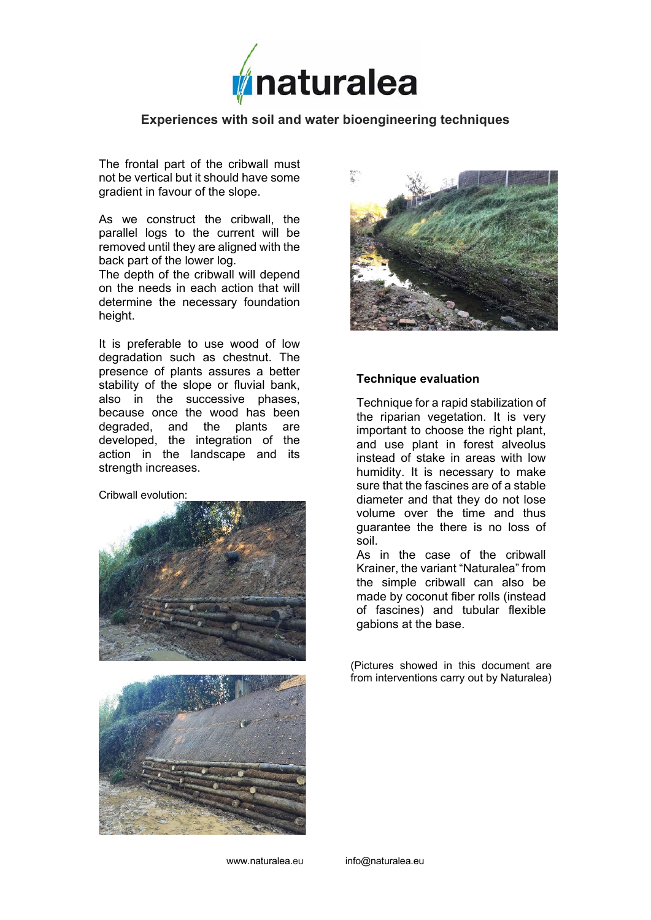The frontal part of the cribwall must not be vertical but it should have some gradient in favour of the slope.

As we construct the cribwall, the parallel logs to the current will be removed until they are aligned with the back part of the lower log.
The depth of the cribwall will depend on the needs in each action that will determine the necessary foundation height.

It is preferable to use wood of low degradation such as chestnut. The presence of plants assures a better stability of the slope or fluvial bank, also in the successive phases, because once the wood has been degraded, and the plants are developed, the integration of the action in the landscape and its strength increases.

Cribwall evolution:

## Technique evaluation

Technique for a rapid stabilization of the riparian vegetation. It is very important to choose the right plant, and use plant in forest alveolus instead of stake in areas with low humidity. It is necessary to make sure that the fascines are of a stable diameter and that they do not lose volume over the time and thus guarantee the there is no loss of soil.
As in the case of the cribwall Krainer, the variant "Naturalea" from the simple cribwall can also be made by coconut fiber rolls (instead of fascines) and tubular flexible gabions at the base.

(Pictures showed in this document are from interventions carry out by Naturalea)